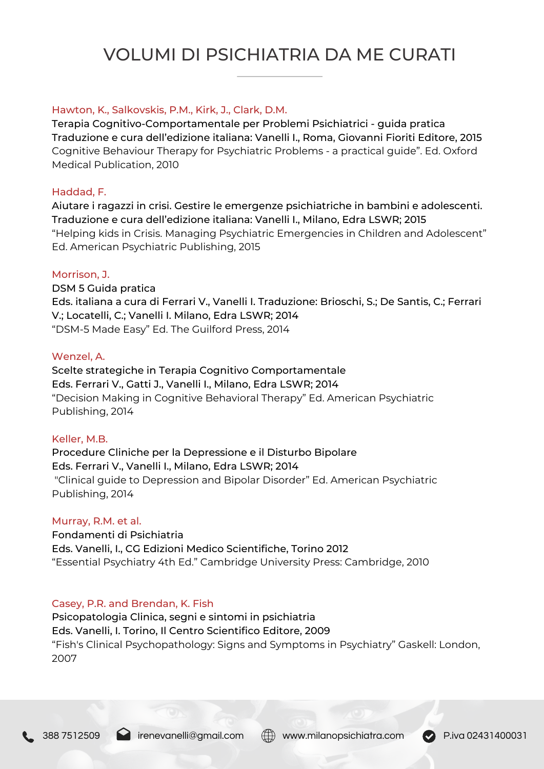# VOLUMI DI PSICHIATRIA DA ME CURATI

Hawton, K., Salkovskis, P.M., Kirk, J., Clark, D.M.
Terapia Cognitivo-Comportamentale per Problemi Psichiatrici - guida pratica
Traduzione e cura dell'edizione italiana: Vanelli I., Roma, Giovanni Fioriti Editore, 2015
Cognitive Behaviour Therapy for Psychiatric Problems - a practical guide". Ed. Oxford Medical Publication, 2010

Haddad, F.
Aiutare i ragazzi in crisi. Gestire le emergenze psichiatriche in bambini e adolescenti.
Traduzione e cura dell'edizione italiana: Vanelli I., Milano, Edra LSWR; 2015
"Helping kids in Crisis. Managing Psychiatric Emergencies in Children and Adolescent" Ed. American Psychiatric Publishing, 2015

Morrison, J.
DSM 5 Guida pratica
Eds. italiana a cura di Ferrari V., Vanelli I. Traduzione: Brioschi, S.; De Santis, C.; Ferrari V.; Locatelli, C.; Vanelli I. Milano, Edra LSWR; 2014
"DSM-5 Made Easy" Ed. The Guilford Press, 2014

Wenzel, A.
Scelte strategiche in Terapia Cognitivo Comportamentale
Eds. Ferrari V., Gatti J., Vanelli I., Milano, Edra LSWR; 2014
"Decision Making in Cognitive Behavioral Therapy" Ed. American Psychiatric Publishing, 2014

Keller, M.B.
Procedure Cliniche per la Depressione e il Disturbo Bipolare
Eds. Ferrari V., Vanelli I., Milano, Edra LSWR; 2014
"Clinical guide to Depression and Bipolar Disorder" Ed. American Psychiatric Publishing, 2014

Murray, R.M. et al.
Fondamenti di Psichiatria
Eds. Vanelli, I., CG Edizioni Medico Scientifiche, Torino 2012
"Essential Psychiatry 4th Ed." Cambridge University Press: Cambridge, 2010

Casey, P.R. and Brendan, K. Fish
Psicopatologia Clinica, segni e sintomi in psichiatria
Eds. Vanelli, I. Torino, Il Centro Scientifico Editore, 2009
"Fish's Clinical Psychopathology: Signs and Symptoms in Psychiatry" Gaskell: London, 2007

388 7512509 | irenevanelli@gmail.com | www.milanopsichiatra.com | P.iva 02431400031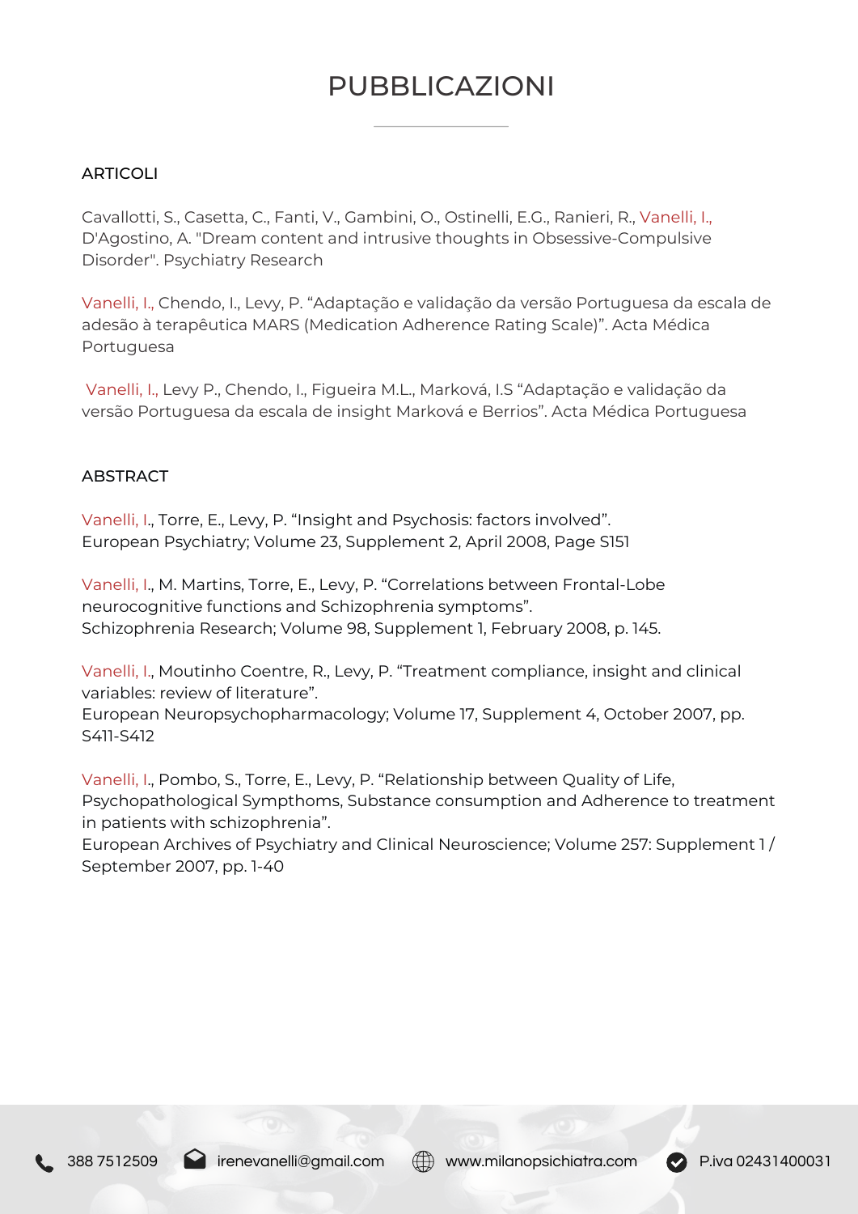# PUBBLICAZIONI

## ARTICOLI

Cavallotti, S., Casetta, C., Fanti, V., Gambini, O., Ostinelli, E.G., Ranieri, R., Vanelli, I., D'Agostino, A. "Dream content and intrusive thoughts in Obsessive-Compulsive Disorder". Psychiatry Research

Vanelli, I., Chendo, I., Levy, P. "Adaptação e validação da versão Portuguesa da escala de adesão à terapêutica MARS (Medication Adherence Rating Scale)". Acta Médica Portuguesa

Vanelli, I., Levy P., Chendo, I., Figueira M.L., Marková, I.S "Adaptação e validação da versão Portuguesa da escala de insight Marková e Berrios". Acta Médica Portuguesa

## ABSTRACT

Vanelli, I., Torre, E., Levy, P. "Insight and Psychosis: factors involved".
European Psychiatry; Volume 23, Supplement 2, April 2008, Page S151

Vanelli, I., M. Martins, Torre, E., Levy, P. "Correlations between Frontal-Lobe neurocognitive functions and Schizophrenia symptoms".
Schizophrenia Research; Volume 98, Supplement 1, February 2008, p. 145.

Vanelli, I., Moutinho Coentre, R., Levy, P. "Treatment compliance, insight and clinical variables: review of literature".
European Neuropsychopharmacology; Volume 17, Supplement 4, October 2007, pp. S411-S412

Vanelli, I., Pombo, S., Torre, E., Levy, P. "Relationship between Quality of Life, Psychopathological Sympthoms, Substance consumption and Adherence to treatment in patients with schizophrenia".
European Archives of Psychiatry and Clinical Neuroscience; Volume 257: Supplement 1 / September 2007, pp. 1-40

388 7512509 irenevanelli@gmail.com www.milanopsichiatra.com P.iva 02431400031